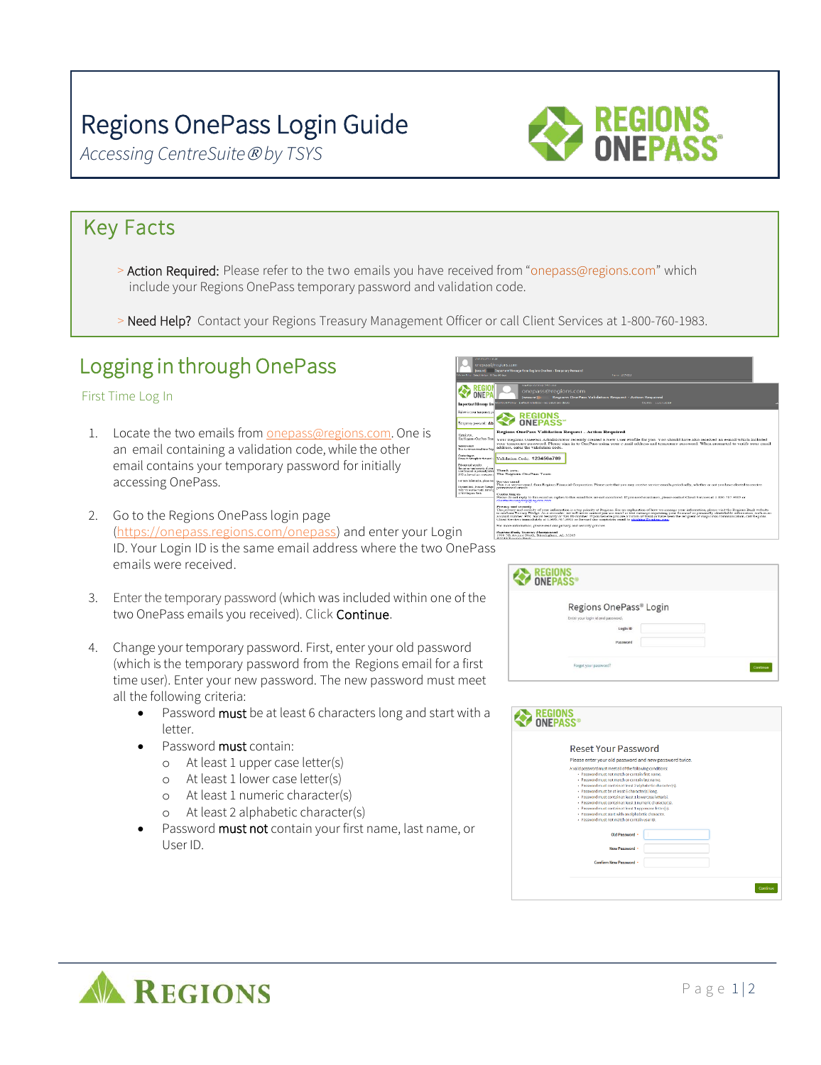# Regions OnePass Login Guide

*Accessing CentreSuite® by TSYS*

## Key Facts

> Action Required: Please refer to the two emails you have received from "onepass@regions.com" which include your Regions OnePass temporary password and validation code.

> Need Help? Contact your Regions Treasury Management Officer or call Client Services at 1-800-760-1983.

## Logging in through OnePass

### First Time Log In

1. Locate the two emails from onepass@regions.com. One is an email containing a validation code, while the other email contains your temporary password for initially accessing OnePass.

2. Go to the Regions OnePass login page (https://onepass.regions.com/onepass) and enter your Login ID. Your Login ID is the same email address where the two OnePass emails were received.

3. Enter the temporary password (which was included within one of the two OnePass emails you received). Click **Continue**.

4. Change your temporary password. First, enter your old password (which is the temporary password from the Regions email for a first time user). Enter your new password. The new password must meet all the following criteria:
   - Password **must** be at least 6 characters long and start with a letter.
   - Password **must** contain:
     - At least 1 upper case letter(s)
     - At least 1 lower case letter(s)
     - At least 1 numeric character(s)
     - At least 2 alphabetic character(s)
   - Password **must not** contain your first name, last name, or User ID.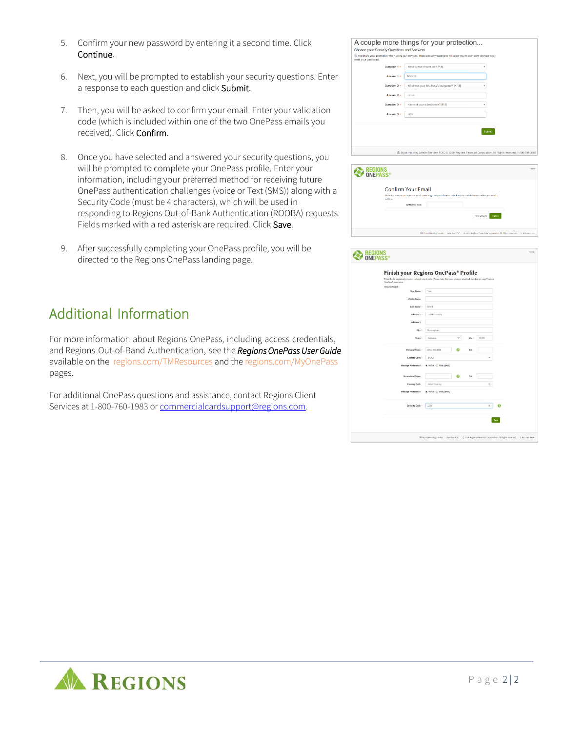5. Confirm your new password by entering it a second time. Click **Continue**.

6. Next, you will be prompted to establish your security questions. Enter a response to each question and click **Submit**.

7. Then, you will be asked to confirm your email. Enter your validation code (which is included within one of the two OnePass emails you received). Click **Confirm**.

8. Once you have selected and answered your security questions, you will be prompted to complete your OnePass profile. Enter your information, including your preferred method for receiving future OnePass authentication challenges (voice or Text (SMS)) along with a Security Code (must be 4 characters), which will be used in responding to Regions Out-of-Bank Authentication (ROOBA) requests. Fields marked with a red asterisk are required. Click **Save**.

9. After successfully completing your OnePass profile, you will be directed to the Regions OnePass landing page.

## Additional Information

For more information about Regions OnePass, including access credentials, and Regions Out-of-Band Authentication, see the ***Regions OnePass User Guide*** available on the regions.com/TMResources and the regions.com/MyOnePass pages.

For additional OnePass questions and assistance, contact Regions Client Services at 1-800-760-1983 or commercialcardsupport@regions.com.